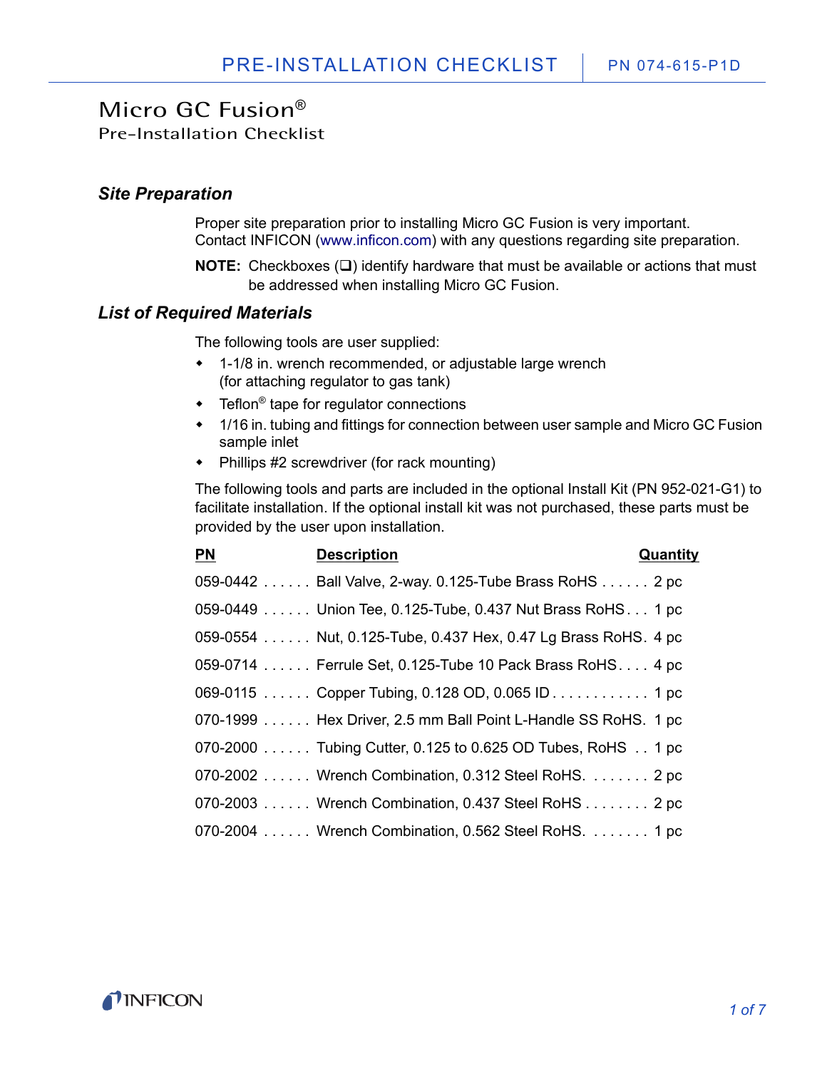# Micro GC Fusion®

Pre-Installation Checklist

## *Site Preparation*

Proper site preparation prior to installing Micro GC Fusion is very important. Contact INFICON (www.inficon.com) with any questions regarding site preparation.

**NOTE:** Checkboxes (❑) identify hardware that must be available or actions that must be addressed when installing Micro GC Fusion.

## *List of Required Materials*

The following tools are user supplied:

- 1-1/8 in. wrench recommended, or adjustable large wrench (for attaching regulator to gas tank)
- Teflon® tape for regulator connections
- 1/16 in. tubing and fittings for connection between user sample and Micro GC Fusion sample inlet
- Phillips #2 screwdriver (for rack mounting)

The following tools and parts are included in the optional Install Kit (PN 952-021-G1) to facilitate installation. If the optional install kit was not purchased, these parts must be provided by the user upon installation.

| PN | Description | Quantity |
|---|---|---|
| 059-0442 | Ball Valve, 2-way. 0.125-Tube Brass RoHS | 2 pc |
| 059-0449 | Union Tee, 0.125-Tube, 0.437 Nut Brass RoHS | 1 pc |
| 059-0554 | Nut, 0.125-Tube, 0.437 Hex, 0.47 Lg Brass RoHS | 4 pc |
| 059-0714 | Ferrule Set, 0.125-Tube 10 Pack Brass RoHS | 4 pc |
| 069-0115 | Copper Tubing, 0.128 OD, 0.065 ID | 1 pc |
| 070-1999 | Hex Driver, 2.5 mm Ball Point L-Handle SS RoHS | 1 pc |
| 070-2000 | Tubing Cutter, 0.125 to 0.625 OD Tubes, RoHS | 1 pc |
| 070-2002 | Wrench Combination, 0.312 Steel RoHS | 2 pc |
| 070-2003 | Wrench Combination, 0.437 Steel RoHS | 2 pc |
| 070-2004 | Wrench Combination, 0.562 Steel RoHS | 1 pc |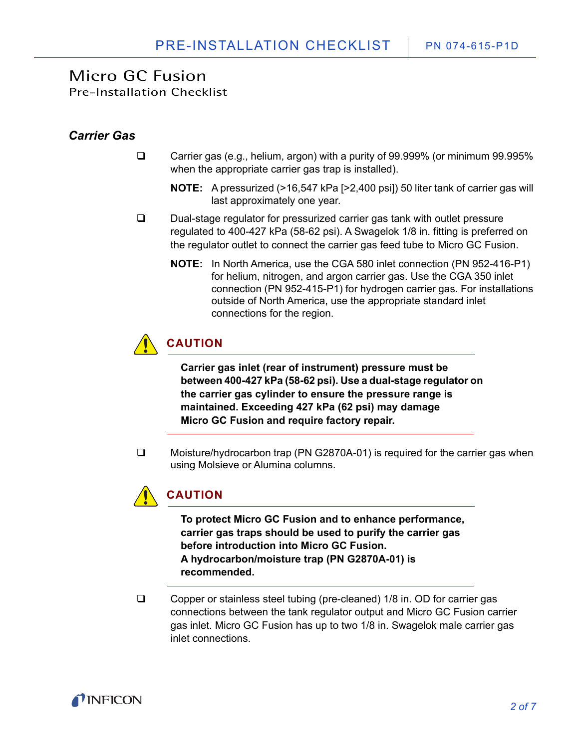# Micro GC Fusion

Pre-Installation Checklist

### *Carrier Gas*

- [ ] Carrier gas (e.g., helium, argon) with a purity of 99.999% (or minimum 99.995% when the appropriate carrier gas trap is installed).

  **NOTE:** A pressurized (>16,547 kPa [>2,400 psi]) 50 liter tank of carrier gas will last approximately one year.

- [ ] Dual-stage regulator for pressurized carrier gas tank with outlet pressure regulated to 400-427 kPa (58-62 psi). A Swagelok 1/8 in. fitting is preferred on the regulator outlet to connect the carrier gas feed tube to Micro GC Fusion.

  **NOTE:** In North America, use the CGA 580 inlet connection (PN 952-416-P1) for helium, nitrogen, and argon carrier gas. Use the CGA 350 inlet connection (PN 952-415-P1) for hydrogen carrier gas. For installations outside of North America, use the appropriate standard inlet connections for the region.

> **CAUTION**
>
> **Carrier gas inlet (rear of instrument) pressure must be between 400-427 kPa (58-62 psi). Use a dual-stage regulator on the carrier gas cylinder to ensure the pressure range is maintained. Exceeding 427 kPa (62 psi) may damage Micro GC Fusion and require factory repair.**

- [ ] Moisture/hydrocarbon trap (PN G2870A-01) is required for the carrier gas when using Molsieve or Alumina columns.

> **CAUTION**
>
> **To protect Micro GC Fusion and to enhance performance, carrier gas traps should be used to purify the carrier gas before introduction into Micro GC Fusion.**
> **A hydrocarbon/moisture trap (PN G2870A-01) is recommended.**

- [ ] Copper or stainless steel tubing (pre-cleaned) 1/8 in. OD for carrier gas connections between the tank regulator output and Micro GC Fusion carrier gas inlet. Micro GC Fusion has up to two 1/8 in. Swagelok male carrier gas inlet connections.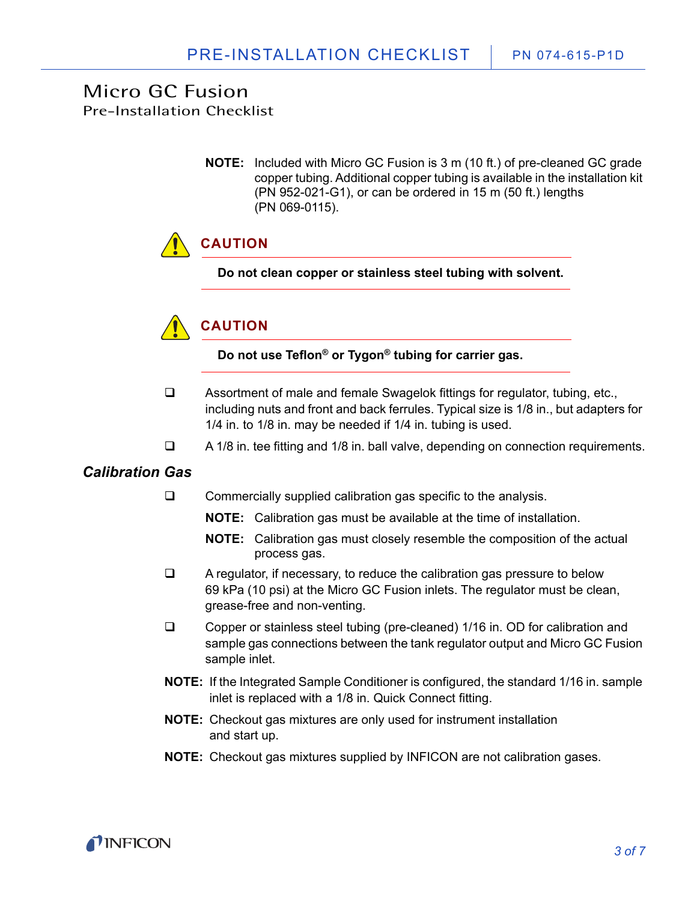# Micro GC Fusion

Pre-Installation Checklist

**NOTE:** Included with Micro GC Fusion is 3 m (10 ft.) of pre-cleaned GC grade copper tubing. Additional copper tubing is available in the installation kit (PN 952-021-G1), or can be ordered in 15 m (50 ft.) lengths (PN 069-0115).

> **CAUTION**
>
> **Do not clean copper or stainless steel tubing with solvent.**

> **CAUTION**
>
> **Do not use Teflon® or Tygon® tubing for carrier gas.**

- ❑ Assortment of male and female Swagelok fittings for regulator, tubing, etc., including nuts and front and back ferrules. Typical size is 1/8 in., but adapters for 1/4 in. to 1/8 in. may be needed if 1/4 in. tubing is used.
- ❑ A 1/8 in. tee fitting and 1/8 in. ball valve, depending on connection requirements.

### *Calibration Gas*

- ❑ Commercially supplied calibration gas specific to the analysis.

  **NOTE:** Calibration gas must be available at the time of installation.

  **NOTE:** Calibration gas must closely resemble the composition of the actual process gas.

- ❑ A regulator, if necessary, to reduce the calibration gas pressure to below 69 kPa (10 psi) at the Micro GC Fusion inlets. The regulator must be clean, grease-free and non-venting.
- ❑ Copper or stainless steel tubing (pre-cleaned) 1/16 in. OD for calibration and sample gas connections between the tank regulator output and Micro GC Fusion sample inlet.

**NOTE:** If the Integrated Sample Conditioner is configured, the standard 1/16 in. sample inlet is replaced with a 1/8 in. Quick Connect fitting.

**NOTE:** Checkout gas mixtures are only used for instrument installation and start up.

**NOTE:** Checkout gas mixtures supplied by INFICON are not calibration gases.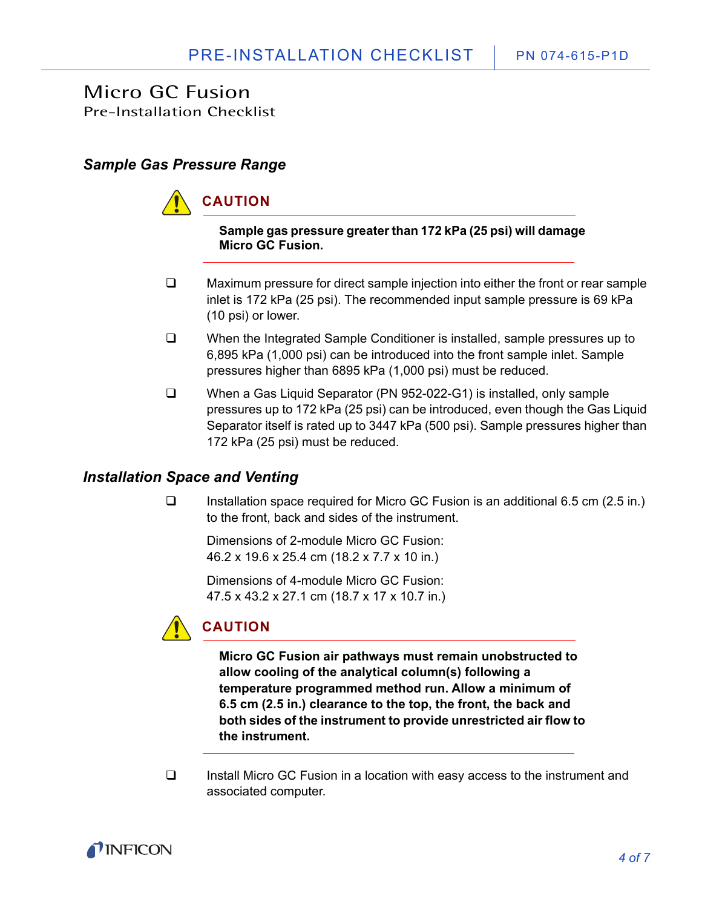# Micro GC Fusion

Pre-Installation Checklist

### *Sample Gas Pressure Range*

**CAUTION**

**Sample gas pressure greater than 172 kPa (25 psi) will damage Micro GC Fusion.**

- ❑ Maximum pressure for direct sample injection into either the front or rear sample inlet is 172 kPa (25 psi). The recommended input sample pressure is 69 kPa (10 psi) or lower.
- ❑ When the Integrated Sample Conditioner is installed, sample pressures up to 6,895 kPa (1,000 psi) can be introduced into the front sample inlet. Sample pressures higher than 6895 kPa (1,000 psi) must be reduced.
- ❑ When a Gas Liquid Separator (PN 952-022-G1) is installed, only sample pressures up to 172 kPa (25 psi) can be introduced, even though the Gas Liquid Separator itself is rated up to 3447 kPa (500 psi). Sample pressures higher than 172 kPa (25 psi) must be reduced.

### *Installation Space and Venting*

- ❑ Installation space required for Micro GC Fusion is an additional 6.5 cm (2.5 in.) to the front, back and sides of the instrument.

  Dimensions of 2-module Micro GC Fusion:
  46.2 x 19.6 x 25.4 cm (18.2 x 7.7 x 10 in.)

  Dimensions of 4-module Micro GC Fusion:
  47.5 x 43.2 x 27.1 cm (18.7 x 17 x 10.7 in.)

**CAUTION**

**Micro GC Fusion air pathways must remain unobstructed to allow cooling of the analytical column(s) following a temperature programmed method run. Allow a minimum of 6.5 cm (2.5 in.) clearance to the top, the front, the back and both sides of the instrument to provide unrestricted air flow to the instrument.**

- ❑ Install Micro GC Fusion in a location with easy access to the instrument and associated computer.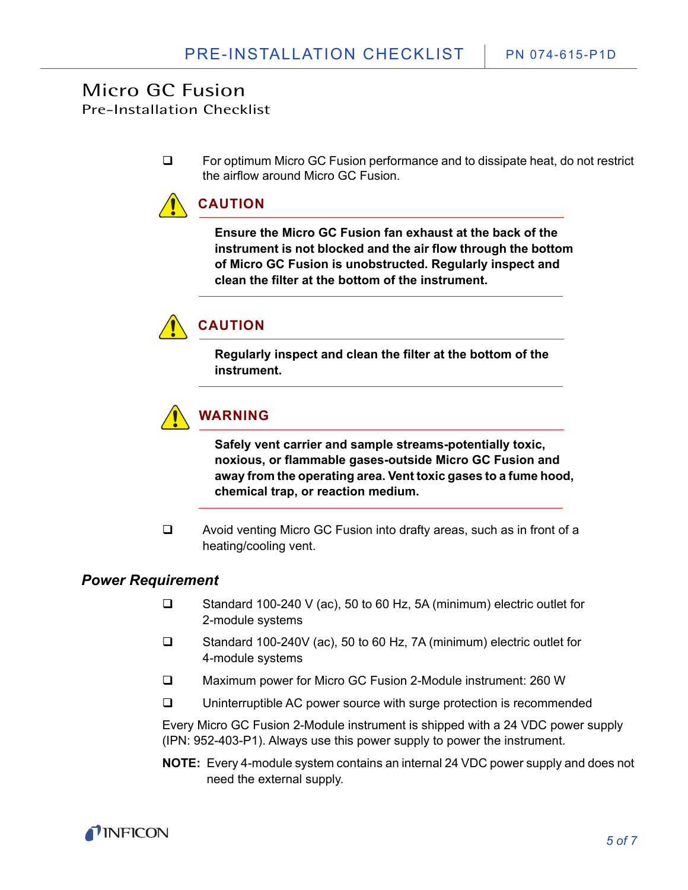# Micro GC Fusion

Pre-Installation Checklist

- ❑ For optimum Micro GC Fusion performance and to dissipate heat, do not restrict the airflow around Micro GC Fusion.

**CAUTION**

**Ensure the Micro GC Fusion fan exhaust at the back of the instrument is not blocked and the air flow through the bottom of Micro GC Fusion is unobstructed. Regularly inspect and clean the filter at the bottom of the instrument.**

**CAUTION**

**Regularly inspect and clean the filter at the bottom of the instrument.**

**WARNING**

**Safely vent carrier and sample streams-potentially toxic, noxious, or flammable gases-outside Micro GC Fusion and away from the operating area. Vent toxic gases to a fume hood, chemical trap, or reaction medium.**

- ❑ Avoid venting Micro GC Fusion into drafty areas, such as in front of a heating/cooling vent.

### *Power Requirement*

- ❑ Standard 100-240 V (ac), 50 to 60 Hz, 5A (minimum) electric outlet for 2-module systems
- ❑ Standard 100-240V (ac), 50 to 60 Hz, 7A (minimum) electric outlet for 4-module systems
- ❑ Maximum power for Micro GC Fusion 2-Module instrument: 260 W
- ❑ Uninterruptible AC power source with surge protection is recommended

Every Micro GC Fusion 2-Module instrument is shipped with a 24 VDC power supply (IPN: 952-403-P1). Always use this power supply to power the instrument.

**NOTE:** Every 4-module system contains an internal 24 VDC power supply and does not need the external supply.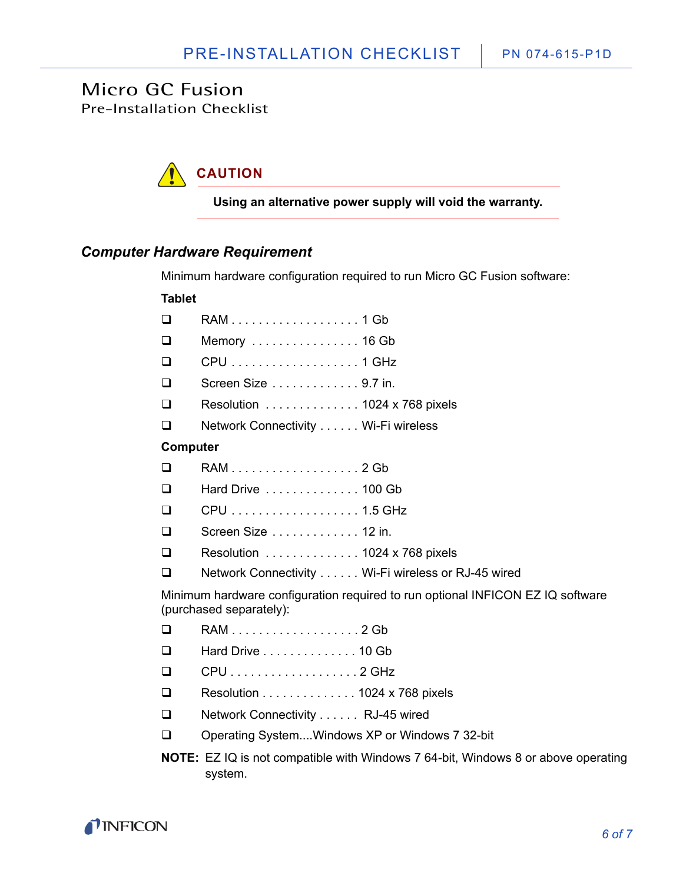# Micro GC Fusion

Pre-Installation Checklist

> **CAUTION**
>
> **Using an alternative power supply will void the warranty.**

### *Computer Hardware Requirement*

Minimum hardware configuration required to run Micro GC Fusion software:

**Tablet**

- ❑ RAM . . . . . . . . . . . . . . . . . . . 1 Gb
- ❑ Memory . . . . . . . . . . . . . . . . 16 Gb
- ❑ CPU . . . . . . . . . . . . . . . . . . . 1 GHz
- ❑ Screen Size . . . . . . . . . . . . . 9.7 in.
- ❑ Resolution . . . . . . . . . . . . . . 1024 x 768 pixels
- ❑ Network Connectivity . . . . . . Wi-Fi wireless

**Computer**

- ❑ RAM . . . . . . . . . . . . . . . . . . . 2 Gb
- ❑ Hard Drive . . . . . . . . . . . . . . 100 Gb
- ❑ CPU . . . . . . . . . . . . . . . . . . . 1.5 GHz
- ❑ Screen Size . . . . . . . . . . . . . 12 in.
- ❑ Resolution . . . . . . . . . . . . . . 1024 x 768 pixels
- ❑ Network Connectivity . . . . . . Wi-Fi wireless or RJ-45 wired

Minimum hardware configuration required to run optional INFICON EZ IQ software (purchased separately):

- ❑ RAM . . . . . . . . . . . . . . . . . . . 2 Gb
- ❑ Hard Drive . . . . . . . . . . . . . . 10 Gb
- ❑ CPU . . . . . . . . . . . . . . . . . . . 2 GHz
- ❑ Resolution . . . . . . . . . . . . . . 1024 x 768 pixels
- ❑ Network Connectivity . . . . . . RJ-45 wired
- ❑ Operating System....Windows XP or Windows 7 32-bit

**NOTE:** EZ IQ is not compatible with Windows 7 64-bit, Windows 8 or above operating system.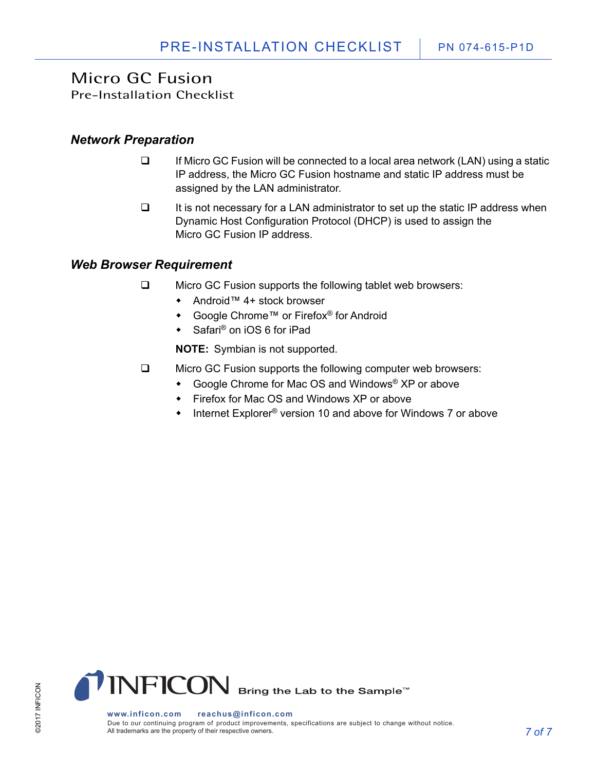# Micro GC Fusion

Pre-Installation Checklist

## *Network Preparation*

- ❑ If Micro GC Fusion will be connected to a local area network (LAN) using a static IP address, the Micro GC Fusion hostname and static IP address must be assigned by the LAN administrator.
- ❑ It is not necessary for a LAN administrator to set up the static IP address when Dynamic Host Configuration Protocol (DHCP) is used to assign the Micro GC Fusion IP address.

## *Web Browser Requirement*

- ❑ Micro GC Fusion supports the following tablet web browsers:
  - Android™ 4+ stock browser
  - Google Chrome™ or Firefox® for Android
  - Safari® on iOS 6 for iPad

  **NOTE:** Symbian is not supported.

- ❑ Micro GC Fusion supports the following computer web browsers:
  - Google Chrome for Mac OS and Windows® XP or above
  - Firefox for Mac OS and Windows XP or above
  - Internet Explorer® version 10 and above for Windows 7 or above

INFICON Bring the Lab to the Sample™

www.inficon.com reachus@inficon.com

Due to our continuing program of product improvements, specifications are subject to change without notice.
All trademarks are the property of their respective owners.

©2017 INFICON